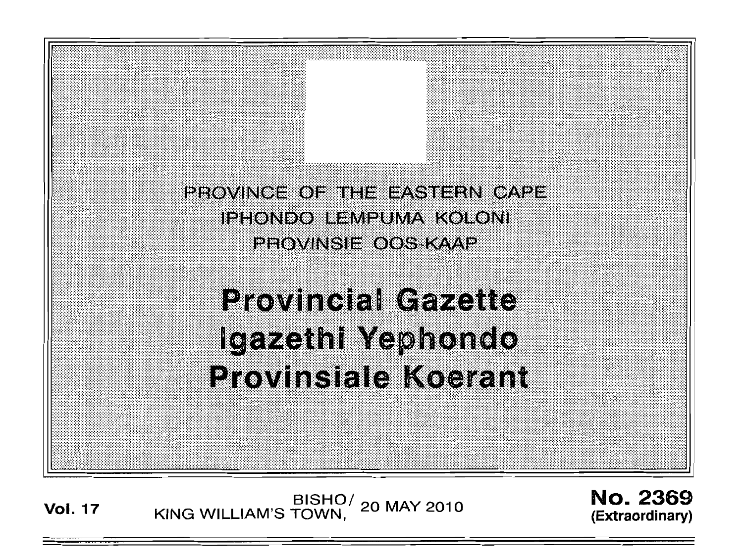PROVINCE OF THE EASTERN CAPE
IPHONDO LEMPUMA KOLONI
PROVINSIE OOS-KAAP

# Provincial Gazette
# Igazethi Yephondo
# Provinsiale Koerant

**Vol. 17** BISHO/ KING WILLIAM'S TOWN, 20 MAY 2010 **No. 2369** **(Extraordinary)**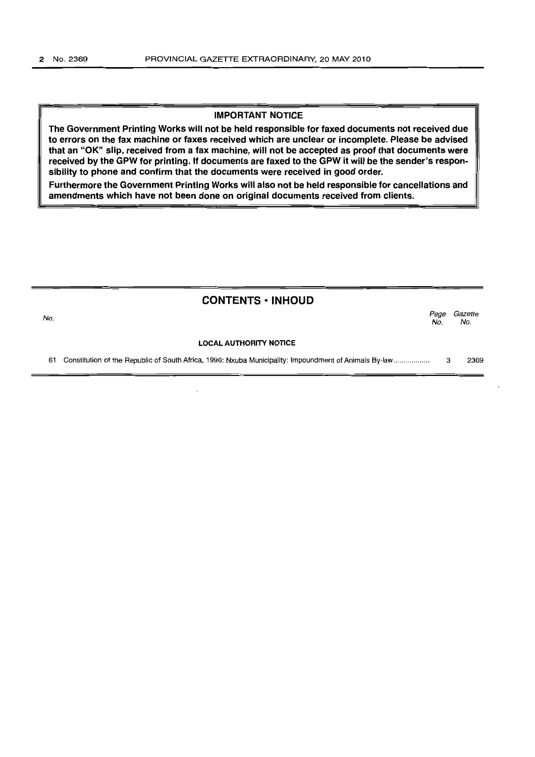**IMPORTANT NOTICE**

**The Government Printing Works will not be held responsible for faxed documents not received due to errors on the fax machine or faxes received which are unclear or incomplete. Please be advised that an "OK" slip, received from a fax machine, will not be accepted as proof that documents were received by the GPW for printing. If documents are faxed to the GPW it will be the sender's responsibility to phone and confirm that the documents were received in good order.**

**Furthermore the Government Printing Works will also not be held responsible for cancellations and amendments which have not been done on original documents received from clients.**

## CONTENTS • INHOUD

| No. | | Page No. | Gazette No. |
|---|---|---|---|
| | **LOCAL AUTHORITY NOTICE** | | |
| 61 | Constitution of the Republic of South Africa, 1996: Nxuba Municipality: Impoundment of Animals By-law .................. | 3 | 2369 |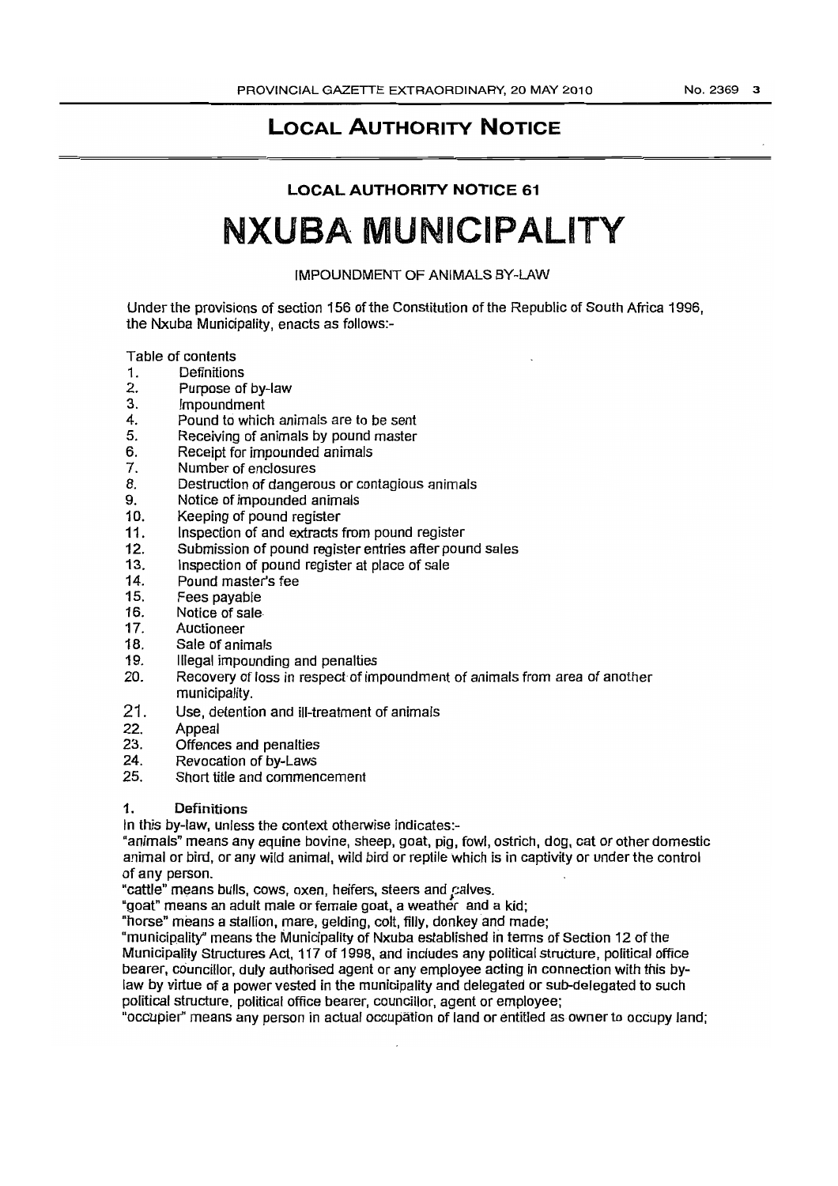# LOCAL AUTHORITY NOTICE

## LOCAL AUTHORITY NOTICE 61

# NXUBA MUNICIPALITY

IMPOUNDMENT OF ANIMALS BY-LAW

Under the provisions of section 156 of the Constitution of the Republic of South Africa 1996, the Nxuba Municipality, enacts as follows:-

Table of contents

1. Definitions
2. Purpose of by-law
3. Impoundment
4. Pound to which animals are to be sent
5. Receiving of animals by pound master
6. Receipt for impounded animals
7. Number of enclosures
8. Destruction of dangerous or contagious animals
9. Notice of impounded animals
10. Keeping of pound register
11. Inspection of and extracts from pound register
12. Submission of pound register entries after pound sales
13. Inspection of pound register at place of sale
14. Pound master's fee
15. Fees payable
16. Notice of sale
17. Auctioneer
18. Sale of animals
19. Illegal impounding and penalties
20. Recovery of loss in respect of impoundment of animals from area of another municipality.
21. Use, detention and ill-treatment of animals
22. Appeal
23. Offences and penalties
24. Revocation of by-Laws
25. Short title and commencement

**1. Definitions**

In this by-law, unless the context otherwise indicates:-

"animals" means any equine bovine, sheep, goat, pig, fowl, ostrich, dog, cat or other domestic animal or bird, or any wild animal, wild bird or reptile which is in captivity or under the control of any person.

"cattle" means bulls, cows, oxen, heifers, steers and calves.

"goat" means an adult male or female goat, a weather and a kid;

"horse" means a stallion, mare, gelding, colt, filly, donkey and made;

"municipality" means the Municipality of Nxuba established in terms of Section 12 of the Municipality Structures Act, 117 of 1998, and includes any political structure, political office bearer, councillor, duly authorised agent or any employee acting in connection with this by-law by virtue of a power vested in the municipality and delegated or sub-delegated to such political structure, political office bearer, councillor, agent or employee;

"occupier" means any person in actual occupation of land or entitled as owner to occupy land;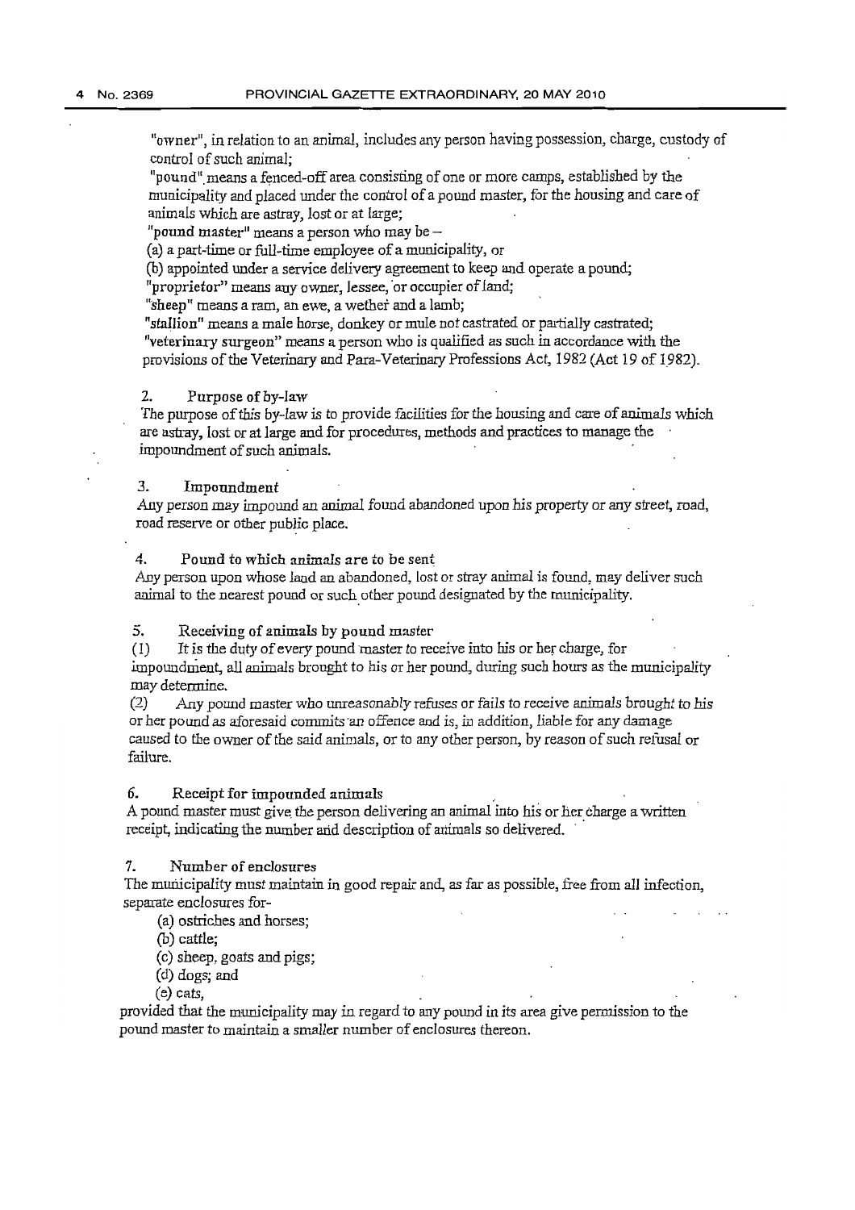"owner", in relation to an animal, includes any person having possession, charge, custody of control of such animal;

"pound" means a fenced-off area consisting of one or more camps, established by the municipality and placed under the control of a pound master, for the housing and care of animals which are astray, lost or at large;

"pound master" means a person who may be –

(a) a part-time or full-time employee of a municipality, or

(b) appointed under a service delivery agreement to keep and operate a pound;

"proprietor" means any owner, lessee, or occupier of land;

"sheep" means a ram, an ewe, a wether and a lamb;

"stallion" means a male horse, donkey or mule not castrated or partially castrated;

"veterinary surgeon" means a person who is qualified as such in accordance with the provisions of the Veterinary and Para-Veterinary Professions Act, 1982 (Act 19 of 1982).

## 2. Purpose of by-law

The purpose of this by-law is to provide facilities for the housing and care of animals which are astray, lost or at large and for procedures, methods and practices to manage the impoundment of such animals.

## 3. Impoundment

Any person may impound an animal found abandoned upon his property or any street, road, road reserve or other public place.

## 4. Pound to which animals are to be sent

Any person upon whose land an abandoned, lost or stray animal is found, may deliver such animal to the nearest pound or such other pound designated by the municipality.

## 5. Receiving of animals by pound master

(1) It is the duty of every pound master to receive into his or her charge, for impoundment, all animals brought to his or her pound, during such hours as the municipality may determine.

(2) Any pound master who unreasonably refuses or fails to receive animals brought to his or her pound as aforesaid commits an offence and is, in addition, liable for any damage caused to the owner of the said animals, or to any other person, by reason of such refusal or failure.

## 6. Receipt for impounded animals

A pound master must give the person delivering an animal into his or her charge a written receipt, indicating the number and description of animals so delivered.

## 7. Number of enclosures

The municipality must maintain in good repair and, as far as possible, free from all infection, separate enclosures for-

(a) ostriches and horses;

(b) cattle;

(c) sheep, goats and pigs;

(d) dogs; and

(e) cats,

provided that the municipality may in regard to any pound in its area give permission to the pound master to maintain a smaller number of enclosures thereon.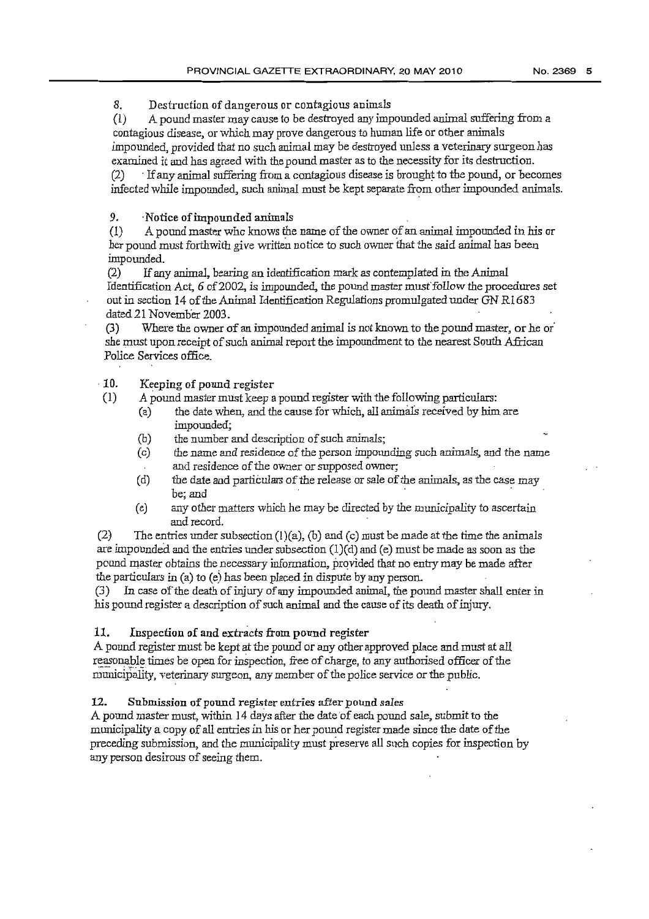## 8. Destruction of dangerous or contagious animals

(1) A pound master may cause to be destroyed any impounded animal suffering from a contagious disease, or which may prove dangerous to human life or other animals impounded, provided that no such animal may be destroyed unless a veterinary surgeon has examined it and has agreed with the pound master as to the necessity for its destruction.

(2) If any animal suffering from a contagious disease is brought to the pound, or becomes infected while impounded, such animal must be kept separate from other impounded animals.

## 9. Notice of impounded animals

(1) A pound master who knows the name of the owner of an animal impounded in his or her pound must forthwith give written notice to such owner that the said animal has been impounded.

(2) If any animal, bearing an identification mark as contemplated in the Animal Identification Act, 6 of 2002, is impounded, the pound master must follow the procedures set out in section 14 of the Animal Identification Regulations promulgated under GN R1683 dated 21 November 2003.

(3) Where the owner of an impounded animal is not known to the pound master, or he or she must upon receipt of such animal report the impoundment to the nearest South African Police Services office.

## 10. Keeping of pound register

(1) A pound master must keep a pound register with the following particulars:

- (a) the date when, and the cause for which, all animals received by him are impounded;
- (b) the number and description of such animals;
- (c) the name and residence of the person impounding such animals, and the name and residence of the owner or supposed owner;
- (d) the date and particulars of the release or sale of the animals, as the case may be; and
- (e) any other matters which he may be directed by the municipality to ascertain and record.

(2) The entries under subsection (1)(a), (b) and (c) must be made at the time the animals are impounded and the entries under subsection (1)(d) and (e) must be made as soon as the pound master obtains the necessary information, provided that no entry may be made after the particulars in (a) to (e) has been placed in dispute by any person.

(3) In case of the death of injury of any impounded animal, the pound master shall enter in his pound register a description of such animal and the cause of its death of injury.

## 11. Inspection of and extracts from pound register

A pound register must be kept at the pound or any other approved place and must at all reasonable times be open for inspection, free of charge, to any authorised officer of the municipality, veterinary surgeon, any member of the police service or the public.

## 12. Submission of pound register entries after pound sales

A pound master must, within 14 days after the date of each pound sale, submit to the municipality a copy of all entries in his or her pound register made since the date of the preceding submission, and the municipality must preserve all such copies for inspection by any person desirous of seeing them.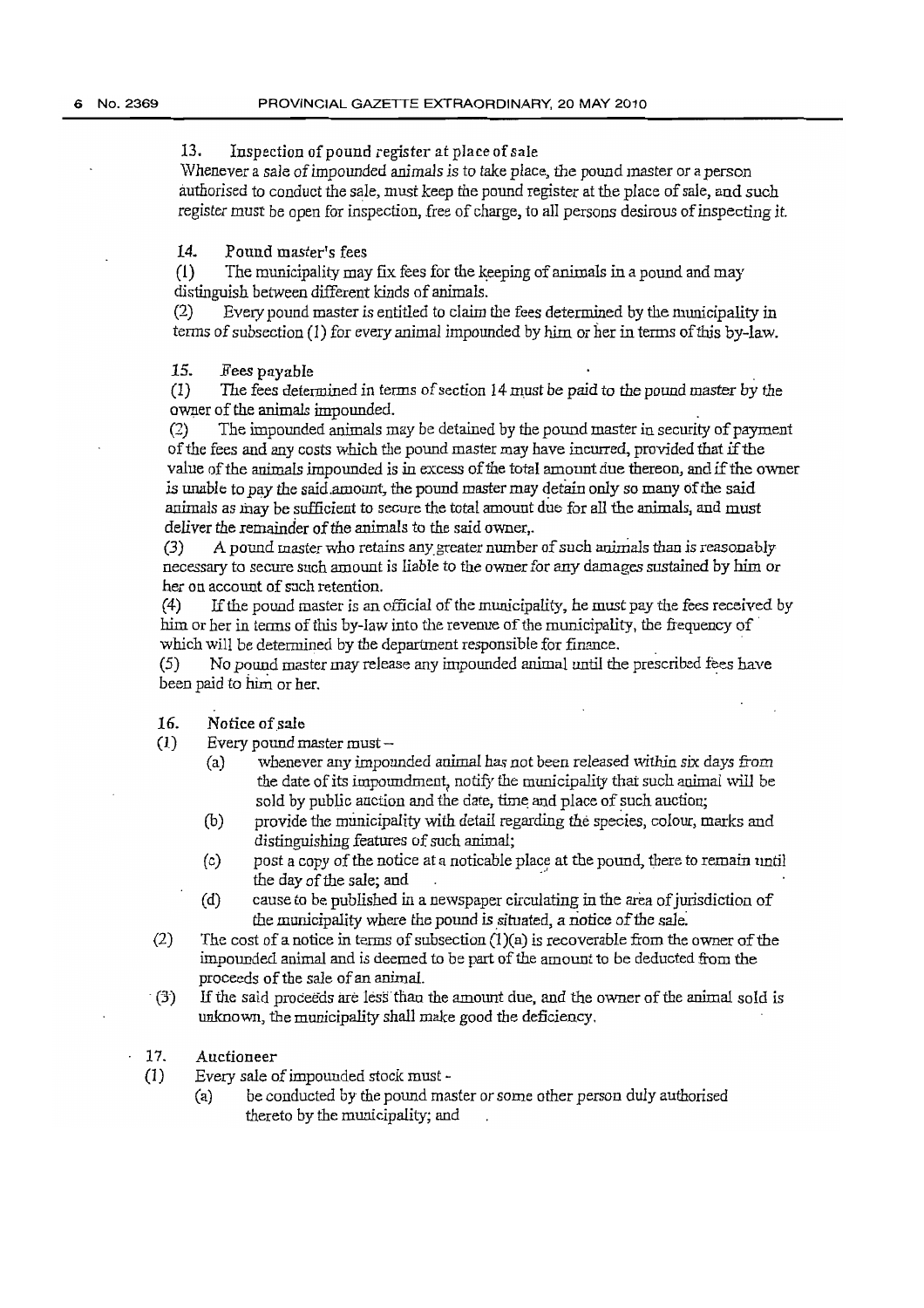### 13. Inspection of pound register at place of sale

Whenever a sale of impounded animals is to take place, the pound master or a person authorised to conduct the sale, must keep the pound register at the place of sale, and such register must be open for inspection, free of charge, to all persons desirous of inspecting it.

### 14. Pound master's fees

(1) The municipality may fix fees for the keeping of animals in a pound and may distinguish between different kinds of animals.

(2) Every pound master is entitled to claim the fees determined by the municipality in terms of subsection (1) for every animal impounded by him or her in terms of this by-law.

### 15. Fees payable

(1) The fees determined in terms of section 14 must be paid to the pound master by the owner of the animals impounded.

(2) The impounded animals may be detained by the pound master in security of payment of the fees and any costs which the pound master may have incurred, provided that if the value of the animals impounded is in excess of the total amount due thereon, and if the owner is unable to pay the said amount, the pound master may detain only so many of the said animals as may be sufficient to secure the total amount due for all the animals, and must deliver the remainder of the animals to the said owner,.

(3) A pound master who retains any greater number of such animals than is reasonably necessary to secure such amount is liable to the owner for any damages sustained by him or her on account of such retention.

(4) If the pound master is an official of the municipality, he must pay the fees received by him or her in terms of this by-law into the revenue of the municipality, the frequency of which will be determined by the department responsible for finance.

(5) No pound master may release any impounded animal until the prescribed fees have been paid to him or her.

### 16. Notice of sale

(1) Every pound master must –

- (a) whenever any impounded animal has not been released within six days from the date of its impoundment, notify the municipality that such animal will be sold by public auction and the date, time and place of such auction;
- (b) provide the municipality with detail regarding the species, colour, marks and distinguishing features of such animal;
- (c) post a copy of the notice at a noticable place at the pound, there to remain until the day of the sale; and
- (d) cause to be published in a newspaper circulating in the area of jurisdiction of the municipality where the pound is situated, a notice of the sale.

(2) The cost of a notice in terms of subsection (1)(a) is recoverable from the owner of the impounded animal and is deemed to be part of the amount to be deducted from the proceeds of the sale of an animal.

(3) If the said proceeds are less than the amount due, and the owner of the animal sold is unknown, the municipality shall make good the deficiency.

### 17. Auctioneer

(1) Every sale of impounded stock must -

- (a) be conducted by the pound master or some other person duly authorised thereto by the municipality; and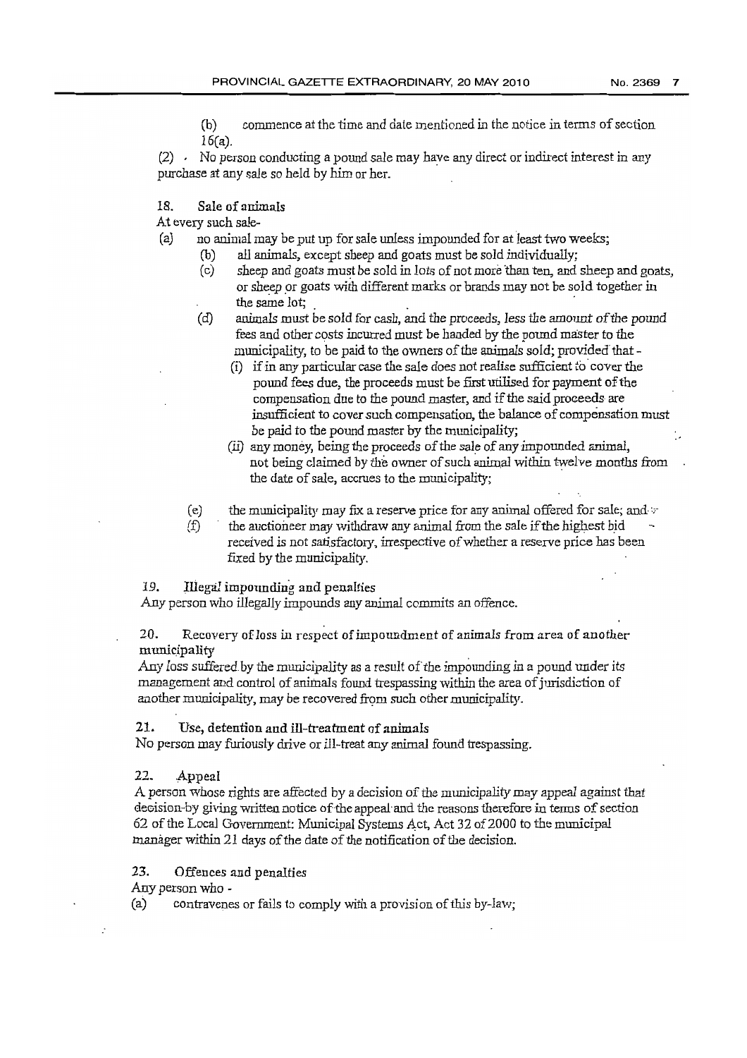(b) commence at the time and date mentioned in the notice in terms of section 16(a).

(2) No person conducting a pound sale may have any direct or indirect interest in any purchase at any sale so held by him or her.

## 18. Sale of animals

At every such sale-

(a) no animal may be put up for sale unless impounded for at least two weeks;

(b) all animals, except sheep and goats must be sold individually;

(c) sheep and goats must be sold in lots of not more than ten, and sheep and goats, or sheep or goats with different marks or brands may not be sold together in the same lot;

(d) animals must be sold for cash, and the proceeds, less the amount of the pound fees and other costs incurred must be handed by the pound master to the municipality, to be paid to the owners of the animals sold; provided that -

(i) if in any particular case the sale does not realise sufficient to cover the pound fees due, the proceeds must be first utilised for payment of the compensation due to the pound master, and if the said proceeds are insufficient to cover such compensation, the balance of compensation must be paid to the pound master by the municipality;

(ii) any money, being the proceeds of the sale of any impounded animal, not being claimed by the owner of such animal within twelve months from the date of sale, accrues to the municipality;

(e) the municipality may fix a reserve price for any animal offered for sale; and

(f) the auctioneer may withdraw any animal from the sale if the highest bid received is not satisfactory, irrespective of whether a reserve price has been fixed by the municipality.

## 19. Illegal impounding and penalties

Any person who illegally impounds any animal commits an offence.

## 20. Recovery of loss in respect of impoundment of animals from area of another municipality

Any loss suffered by the municipality as a result of the impounding in a pound under its management and control of animals found trespassing within the area of jurisdiction of another municipality, may be recovered from such other municipality.

## 21. Use, detention and ill-treatment of animals

No person may furiously drive or ill-treat any animal found trespassing.

## 22. Appeal

A person whose rights are affected by a decision of the municipality may appeal against that decision by giving written notice of the appeal and the reasons therefore in terms of section 62 of the Local Government: Municipal Systems Act, Act 32 of 2000 to the municipal manager within 21 days of the date of the notification of the decision.

## 23. Offences and penalties

Any person who -

(a) contravenes or fails to comply with a provision of this by-law;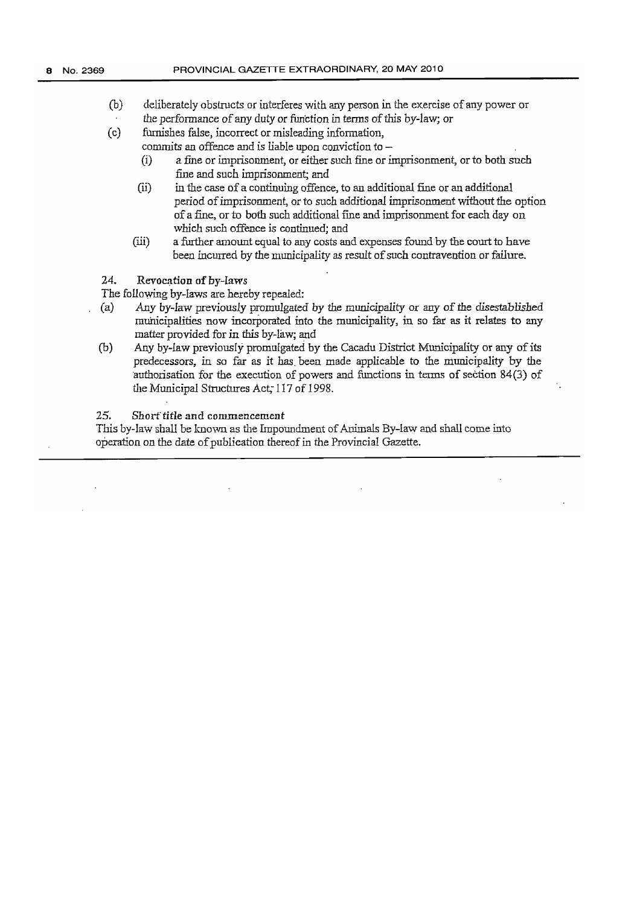(b) deliberately obstructs or interferes with any person in the exercise of any power or the performance of any duty or function in terms of this by-law; or

(c) furnishes false, incorrect or misleading information,

commits an offence and is liable upon conviction to –

(i) a fine or imprisonment, or either such fine or imprisonment, or to both such fine and such imprisonment; and

(ii) in the case of a continuing offence, to an additional fine or an additional period of imprisonment, or to such additional imprisonment without the option of a fine, or to both such additional fine and imprisonment for each day on which such offence is continued; and

(iii) a further amount equal to any costs and expenses found by the court to have been incurred by the municipality as result of such contravention or failure.

## 24. Revocation of by-laws

The following by-laws are hereby repealed:

(a) Any by-law previously promulgated by the municipality or any of the disestablished municipalities now incorporated into the municipality, in so far as it relates to any matter provided for in this by-law; and

(b) Any by-law previously promulgated by the Cacadu District Municipality or any of its predecessors, in so far as it has been made applicable to the municipality by the authorisation for the execution of powers and functions in terms of section 84(3) of the Municipal Structures Act, 117 of 1998.

## 25. Short title and commencement

This by-law shall be known as the Impoundment of Animals By-law and shall come into operation on the date of publication thereof in the Provincial Gazette.